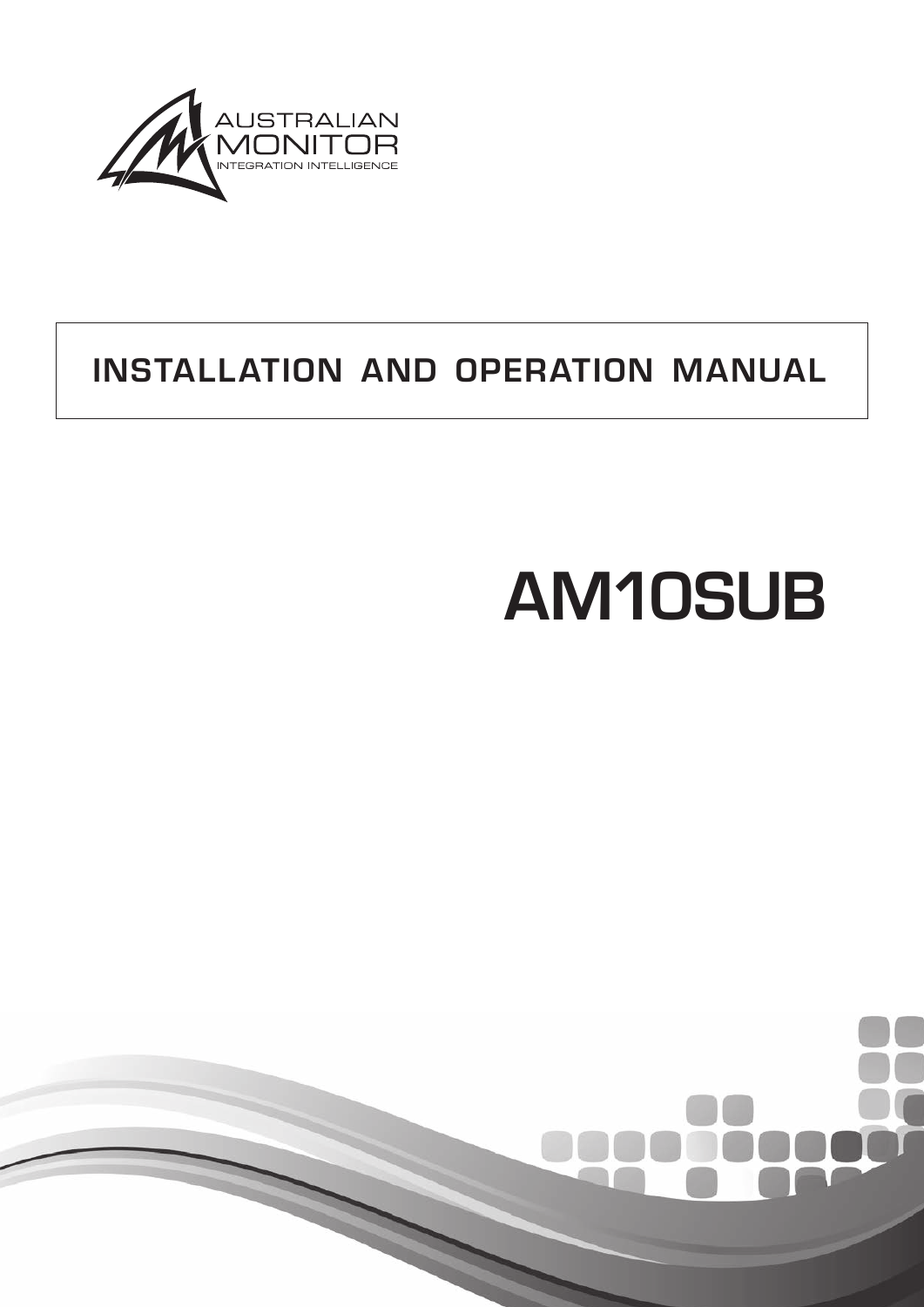AUSTRALIAN MONITOR

INTEGRATION INTELLIGENCE

# INSTALLATION AND OPERATION MANUAL

# AM10SUB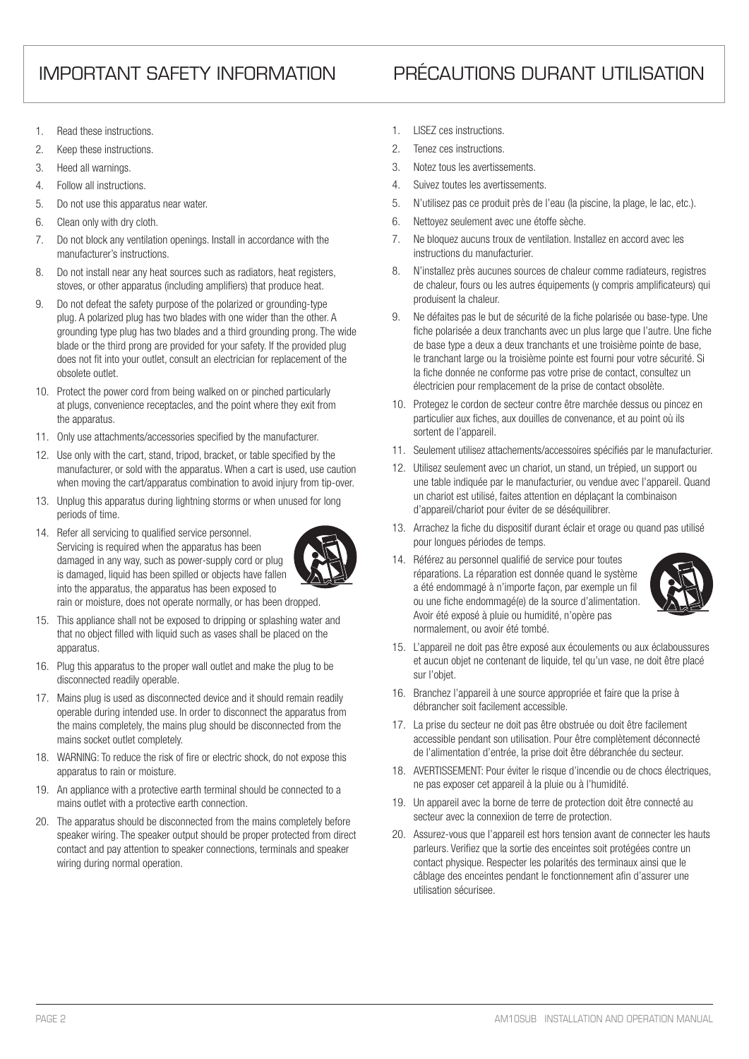# IMPORTANT SAFETY INFORMATION

1. Read these instructions.
2. Keep these instructions.
3. Heed all warnings.
4. Follow all instructions.
5. Do not use this apparatus near water.
6. Clean only with dry cloth.
7. Do not block any ventilation openings. Install in accordance with the manufacturer's instructions.
8. Do not install near any heat sources such as radiators, heat registers, stoves, or other apparatus (including amplifiers) that produce heat.
9. Do not defeat the safety purpose of the polarized or grounding-type plug. A polarized plug has two blades with one wider than the other. A grounding type plug has two blades and a third grounding prong. The wide blade or the third prong are provided for your safety. If the provided plug does not fit into your outlet, consult an electrician for replacement of the obsolete outlet.
10. Protect the power cord from being walked on or pinched particularly at plugs, convenience receptacles, and the point where they exit from the apparatus.
11. Only use attachments/accessories specified by the manufacturer.
12. Use only with the cart, stand, tripod, bracket, or table specified by the manufacturer, or sold with the apparatus. When a cart is used, use caution when moving the cart/apparatus combination to avoid injury from tip-over.
13. Unplug this apparatus during lightning storms or when unused for long periods of time.
14. Refer all servicing to qualified service personnel. Servicing is required when the apparatus has been damaged in any way, such as power-supply cord or plug is damaged, liquid has been spilled or objects have fallen into the apparatus, the apparatus has been exposed to rain or moisture, does not operate normally, or has been dropped.
15. This appliance shall not be exposed to dripping or splashing water and that no object filled with liquid such as vases shall be placed on the apparatus.
16. Plug this apparatus to the proper wall outlet and make the plug to be disconnected readily operable.
17. Mains plug is used as disconnected device and it should remain readily operable during intended use. In order to disconnect the apparatus from the mains completely, the mains plug should be disconnected from the mains socket outlet completely.
18. WARNING: To reduce the risk of fire or electric shock, do not expose this apparatus to rain or moisture.
19. An appliance with a protective earth terminal should be connected to a mains outlet with a protective earth connection.
20. The apparatus should be disconnected from the mains completely before speaker wiring. The speaker output should be proper protected from direct contact and pay attention to speaker connections, terminals and speaker wiring during normal operation.

# PRÉCAUTIONS DURANT UTILISATION

1. LISEZ ces instructions.
2. Tenez ces instructions.
3. Notez tous les avertissements.
4. Suivez toutes les avertissements.
5. N'utilisez pas ce produit près de l'eau (la piscine, la plage, le lac, etc.).
6. Nettoyez seulement avec une étoffe sèche.
7. Ne bloquez aucuns troux de ventilation. Installez en accord avec les instructions du manufacturier.
8. N'installez près aucunes sources de chaleur comme radiateurs, registres de chaleur, fours ou les autres équipements (y compris amplificateurs) qui produisent la chaleur.
9. Ne défaites pas le but de sécurité de la fiche polarisée ou base-type. Une fiche polarisée a deux tranchants avec un plus large que l'autre. Une fiche de base type a deux a deux tranchants et une troisième pointe de base, le tranchant large ou la troisième pointe est fourni pour votre sécurité. Si la fiche donnée ne conforme pas votre prise de contact, consultez un électricien pour remplacement de la prise de contact obsolète.
10. Protegez le cordon de secteur contre être marchée dessus ou pincez en particulier aux fiches, aux douilles de convenance, et au point où ils sortent de l'appareil.
11. Seulement utilisez attachements/accessoires spécifiés par le manufacturier.
12. Utilisez seulement avec un chariot, un stand, un trépied, un support ou une table indiquée par le manufacturier, ou vendue avec l'appareil. Quand un chariot est utilisé, faites attention en déplaçant la combinaison d'appareil/chariot pour éviter de se déséquilibrer.
13. Arrachez la fiche du dispositif durant éclair et orage ou quand pas utilisé pour longues périodes de temps.
14. Référez au personnel qualifié de service pour toutes réparations. La réparation est donnée quand le système a été endommagé à n'importe façon, par exemple un fil ou une fiche endommagé(e) de la source d'alimentation. Avoir été exposé à pluie ou humidité, n'opère pas normalement, ou avoir été tombé.
15. L'appareil ne doit pas être exposé aux écoulements ou aux éclaboussures et aucun objet ne contenant de liquide, tel qu'un vase, ne doit être placé sur l'objet.
16. Branchez l'appareil à une source appropriée et faire que la prise à débrancher soit facilement accessible.
17. La prise du secteur ne doit pas être obstruée ou doit être facilement accessible pendant son utilisation. Pour être complètement déconnecté de l'alimentation d'entrée, la prise doit être débranchée du secteur.
18. AVERTISSEMENT: Pour éviter le risque d'incendie ou de chocs électriques, ne pas exposer cet appareil à la pluie ou à l'humidité.
19. Un appareil avec la borne de terre de protection doit être connecté au secteur avec la connexiion de terre de protection.
20. Assurez-vous que l'appareil est hors tension avant de connecter les hauts parleurs. Verifiez que la sortie des enceintes soit protégées contre un contact physique. Respecter les polarités des terminaux ainsi que le câblage des enceintes pendant le fonctionnement afin d'assurer une utilisation sécurisee.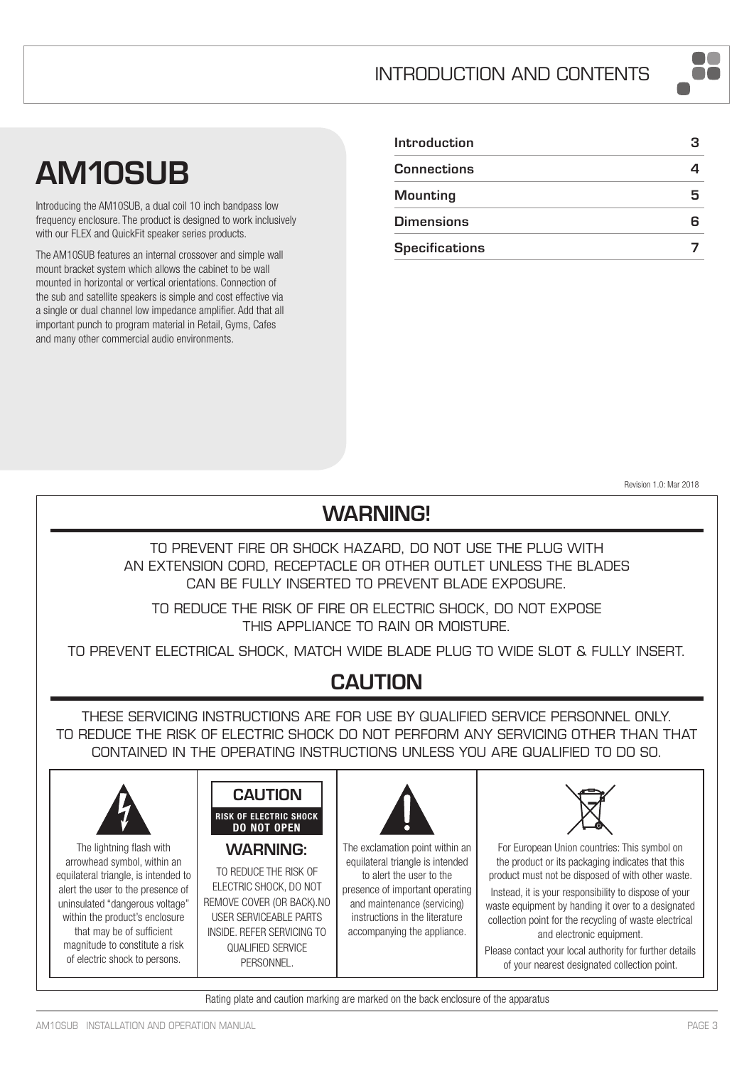# INTRODUCTION AND CONTENTS

# AM10SUB

Introducing the AM10SUB, a dual coil 10 inch bandpass low frequency enclosure. The product is designed to work inclusively with our FLEX and QuickFit speaker series products.

The AM10SUB features an internal crossover and simple wall mount bracket system which allows the cabinet to be wall mounted in horizontal or vertical orientations. Connection of the sub and satellite speakers is simple and cost effective via a single or dual channel low impedance amplifier. Add that all important punch to program material in Retail, Gyms, Cafes and many other commercial audio environments.

| | |
|---|---|
| **Introduction** | 3 |
| **Connections** | 4 |
| **Mounting** | 5 |
| **Dimensions** | 6 |
| **Specifications** | 7 |

Revision 1.0: Mar 2018

## WARNING!

TO PREVENT FIRE OR SHOCK HAZARD, DO NOT USE THE PLUG WITH AN EXTENSION CORD, RECEPTACLE OR OTHER OUTLET UNLESS THE BLADES CAN BE FULLY INSERTED TO PREVENT BLADE EXPOSURE.

TO REDUCE THE RISK OF FIRE OR ELECTRIC SHOCK, DO NOT EXPOSE THIS APPLIANCE TO RAIN OR MOISTURE.

TO PREVENT ELECTRICAL SHOCK, MATCH WIDE BLADE PLUG TO WIDE SLOT & FULLY INSERT.

## CAUTION

THESE SERVICING INSTRUCTIONS ARE FOR USE BY QUALIFIED SERVICE PERSONNEL ONLY. TO REDUCE THE RISK OF ELECTRIC SHOCK DO NOT PERFORM ANY SERVICING OTHER THAN THAT CONTAINED IN THE OPERATING INSTRUCTIONS UNLESS YOU ARE QUALIFIED TO DO SO.

The lightning flash with arrowhead symbol, within an equilateral triangle, is intended to alert the user to the presence of uninsulated "dangerous voltage" within the product's enclosure that may be of sufficient magnitude to constitute a risk of electric shock to persons.

**CAUTION**
**RISK OF ELECTRIC SHOCK DO NOT OPEN**

**WARNING:**

TO REDUCE THE RISK OF ELECTRIC SHOCK, DO NOT REMOVE COVER (OR BACK).NO USER SERVICEABLE PARTS INSIDE. REFER SERVICING TO QUALIFIED SERVICE PERSONNEL.

The exclamation point within an equilateral triangle is intended to alert the user to the presence of important operating and maintenance (servicing) instructions in the literature accompanying the appliance.

For European Union countries: This symbol on the product or its packaging indicates that this product must not be disposed of with other waste.

Instead, it is your responsibility to dispose of your waste equipment by handing it over to a designated collection point for the recycling of waste electrical and electronic equipment.

Please contact your local authority for further details of your nearest designated collection point.

Rating plate and caution marking are marked on the back enclosure of the apparatus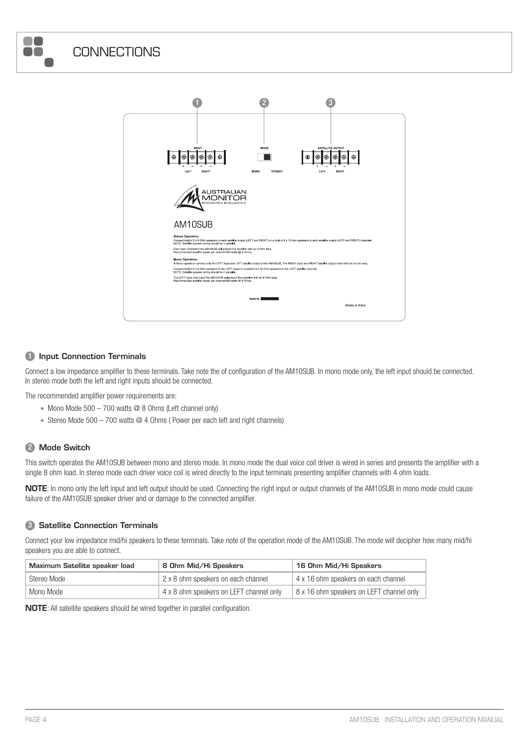# CONNECTIONS

## 1 Input Connection Terminals

Connect a low impedance amplifier to these terminals. Take note the of configuration of the AM10SUB. In mono mode only, the left input should be connected. In stereo mode both the left and right inputs should be connected.

The recommended amplifier power requirements are:

- Mono Mode 500 – 700 watts @ 8 Ohms (Left channel only)
- Stereo Mode 500 – 700 watts @ 4 Ohms ( Power per each left and right channels)

## 2 Mode Switch

This switch operates the AM10SUB between mono and stereo mode. In mono mode the dual voice coil driver is wired in series and presents the amplifier with a single 8 ohm load. In stereo mode each driver voice coil is wired directly to the input terminals presenting amplifier channels with 4 ohm loads.

**NOTE**: In mono only the left input and left output should be used. Connecting the right input or output channels of the AM10SUB in mono mode could cause failure of the AM10SUB speaker driver and or damage to the connected amplifier.

## 3 Satellite Connection Terminals

Connect your low impedance mid/hi speakers to these terminals. Take note of the operation mode of the AM10SUB. The mode will decipher how many mid/hi speakers you are able to connect.

| Maximum Satellite speaker load | 8 Ohm Mid/Hi Speakers | 16 Ohm Mid/Hi Speakers |
| --- | --- | --- |
| Stereo Mode | 2 x 8 ohm speakers on each channel | 4 x 16 ohm speakers on each channel |
| Mono Mode | 4 x 8 ohm speakers on LEFT channel only | 8 x 16 ohm speakers on LEFT channel only |

**NOTE**: All satellite speakers should be wired together in parallel configuration.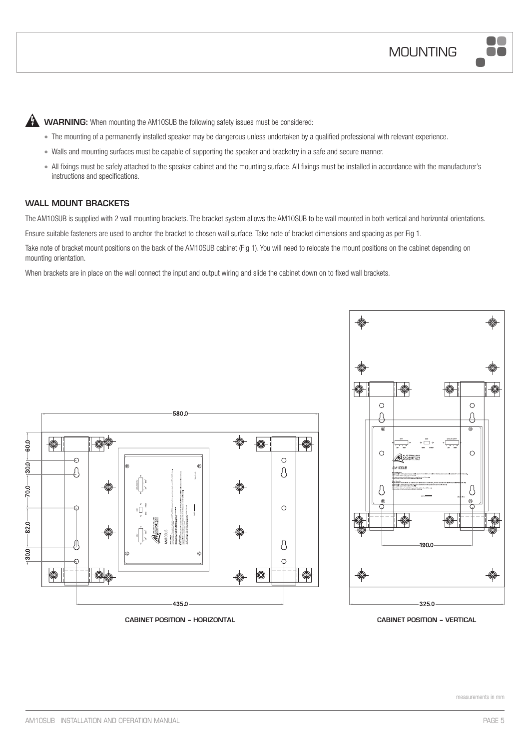# MOUNTING

**WARNING:** When mounting the AM10SUB the following safety issues must be considered:

- The mounting of a permanently installed speaker may be dangerous unless undertaken by a qualified professional with relevant experience.
- Walls and mounting surfaces must be capable of supporting the speaker and bracketry in a safe and secure manner.
- All fixings must be safely attached to the speaker cabinet and the mounting surface. All fixings must be installed in accordance with the manufacturer's instructions and specifications.

## WALL MOUNT BRACKETS

The AM10SUB is supplied with 2 wall mounting brackets. The bracket system allows the AM10SUB to be wall mounted in both vertical and horizontal orientations.

Ensure suitable fasteners are used to anchor the bracket to chosen wall surface. Take note of bracket dimensions and spacing as per Fig 1.

Take note of bracket mount positions on the back of the AM10SUB cabinet (Fig 1). You will need to relocate the mount positions on the cabinet depending on mounting orientation.

When brackets are in place on the wall connect the input and output wiring and slide the cabinet down on to fixed wall brackets.

580.0

60.0

30.0

70.0

82.0

30.0

435.0

190.0

325.0

CABINET POSITION – HORIZONTAL

CABINET POSITION – VERTICAL

measurements in mm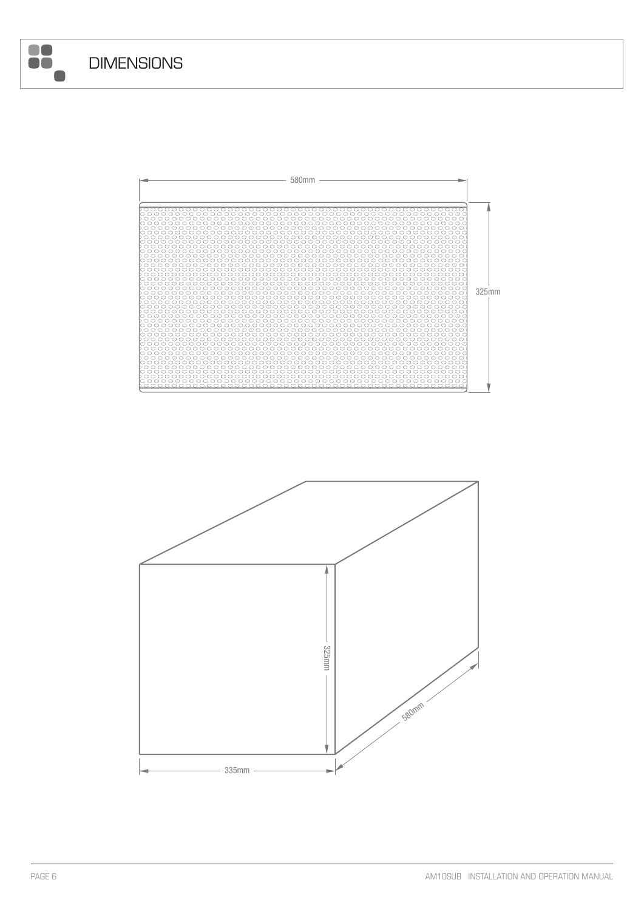# DIMENSIONS

580mm

325mm

325mm

580mm

335mm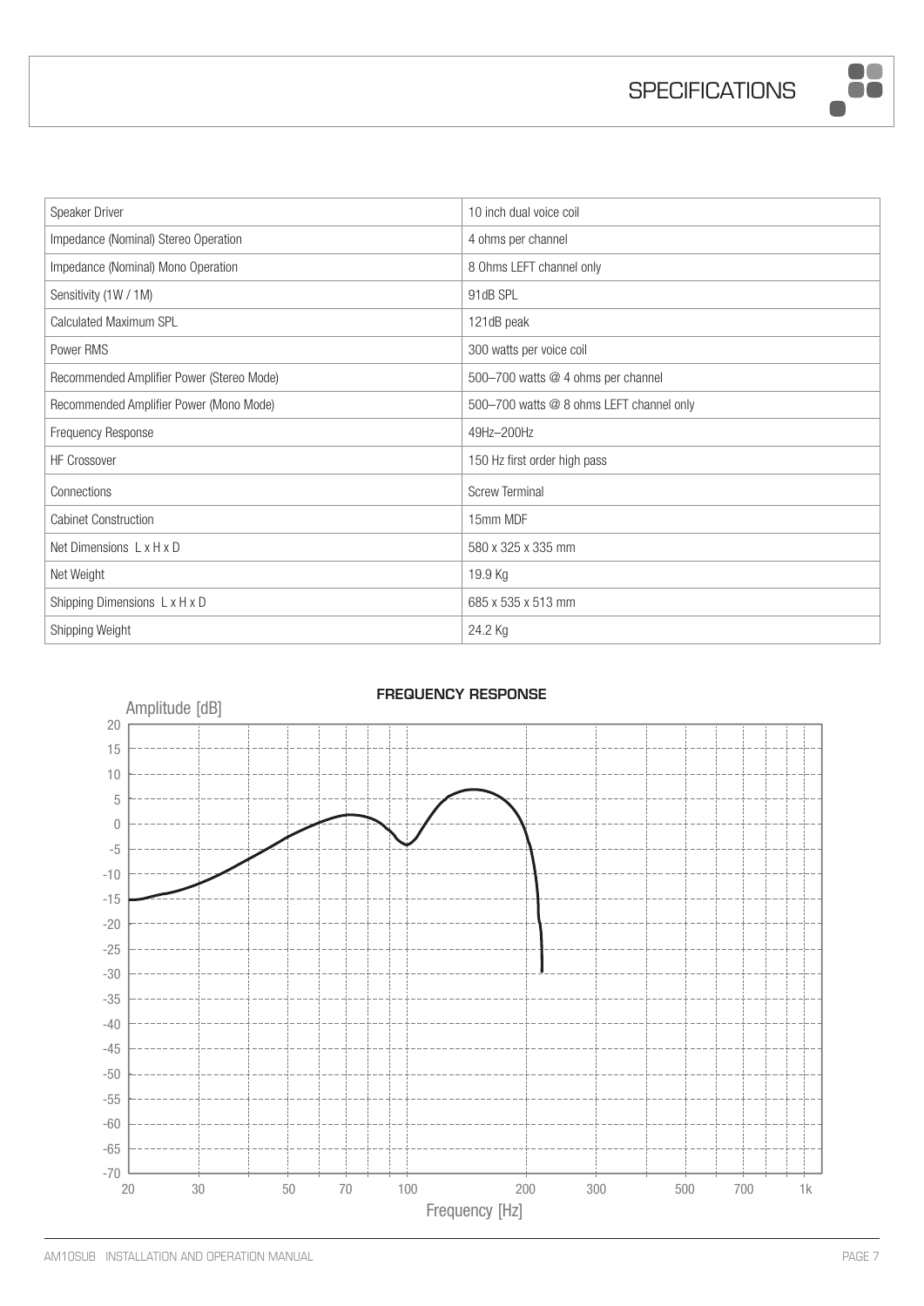# SPECIFICATIONS

| Speaker Driver | 10 inch dual voice coil |
|---|---|
| Impedance (Nominal) Stereo Operation | 4 ohms per channel |
| Impedance (Nominal) Mono Operation | 8 Ohms LEFT channel only |
| Sensitivity (1W / 1M) | 91dB SPL |
| Calculated Maximum SPL | 121dB peak |
| Power RMS | 300 watts per voice coil |
| Recommended Amplifier Power (Stereo Mode) | 500–700 watts @ 4 ohms per channel |
| Recommended Amplifier Power (Mono Mode) | 500–700 watts @ 8 ohms LEFT channel only |
| Frequency Response | 49Hz–200Hz |
| HF Crossover | 150 Hz first order high pass |
| Connections | Screw Terminal |
| Cabinet Construction | 15mm MDF |
| Net Dimensions L x H x D | 580 x 325 x 335 mm |
| Net Weight | 19.9 Kg |
| Shipping Dimensions L x H x D | 685 x 535 x 513 mm |
| Shipping Weight | 24.2 Kg |

**FREQUENCY RESPONSE**

Amplitude [dB]

Frequency [Hz]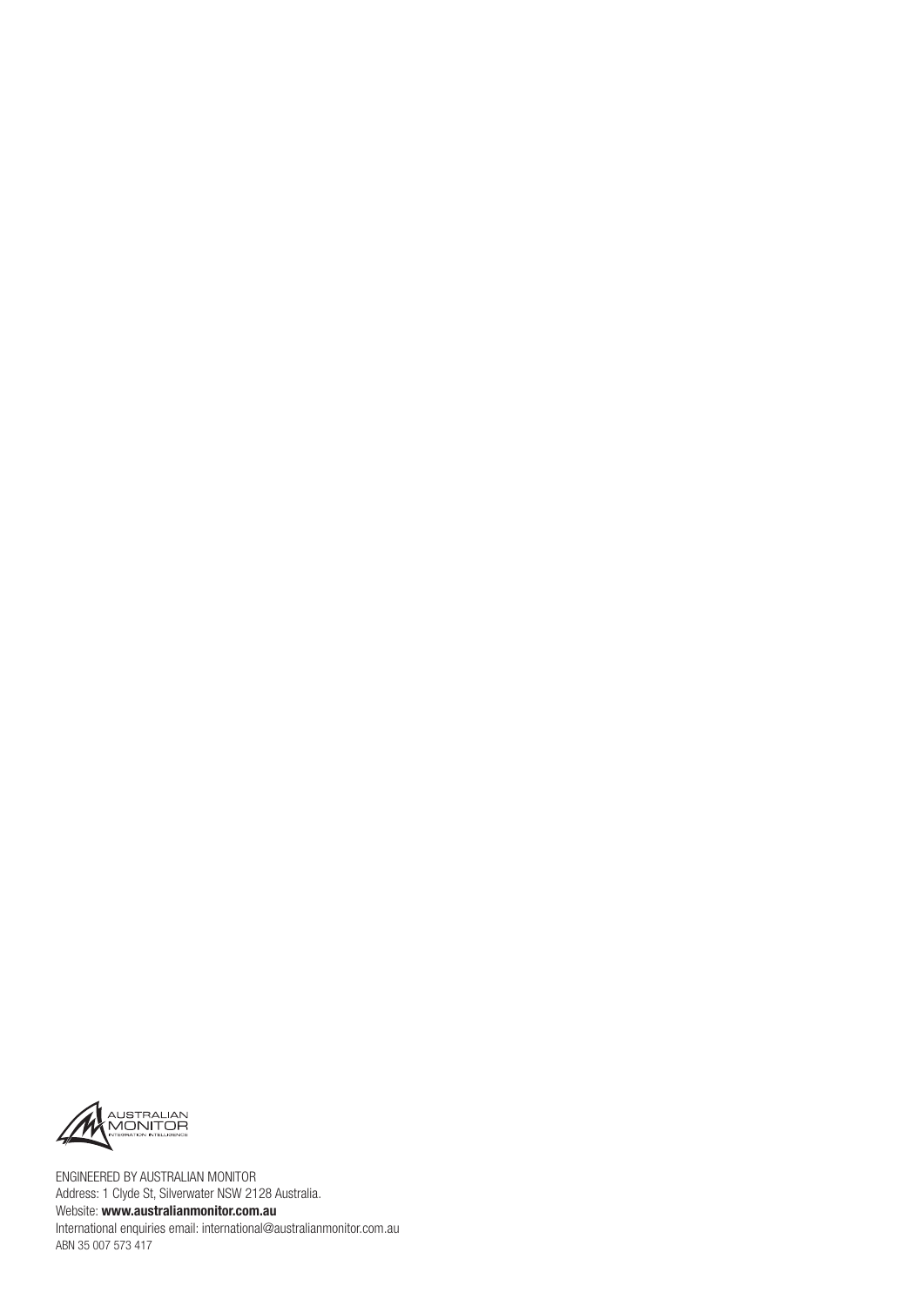AUSTRALIAN MONITOR
INTEGRATION INTELLIGENCE

ENGINEERED BY AUSTRALIAN MONITOR
Address: 1 Clyde St, Silverwater NSW 2128 Australia.
Website: **www.australianmonitor.com.au**
International enquiries email: international@australianmonitor.com.au
ABN 35 007 573 417